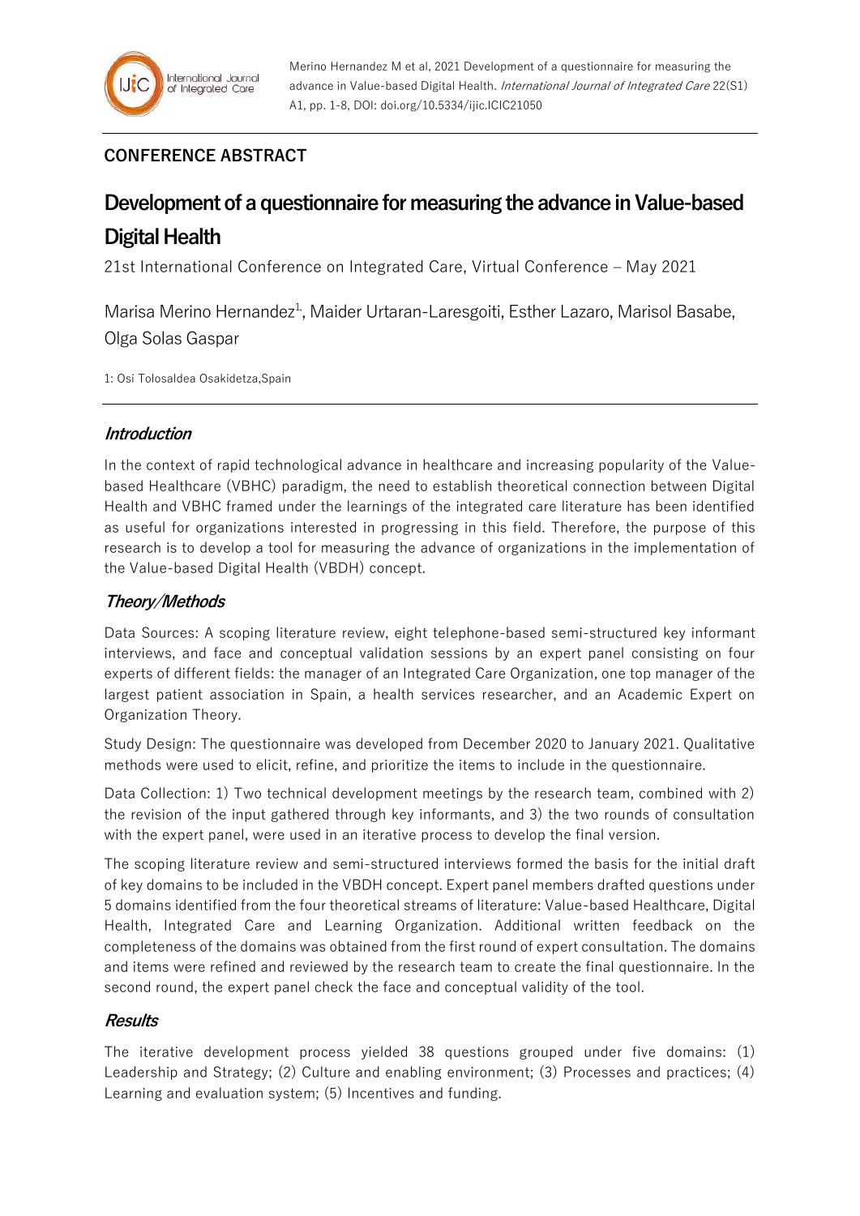## CONFERENCE ABSTRACT

# Development of a questionnaire for measuring the advance in Value-based Digital Health

21st International Conference on Integrated Care, Virtual Conference – May 2021

Marisa Merino Hernandez[1], Maider Urtaran-Laresgoiti, Esther Lazaro, Marisol Basabe, Olga Solas Gaspar

1: Osi Tolosaldea Osakidetza,Spain

### *Introduction*

In the context of rapid technological advance in healthcare and increasing popularity of the Value-based Healthcare (VBHC) paradigm, the need to establish theoretical connection between Digital Health and VBHC framed under the learnings of the integrated care literature has been identified as useful for organizations interested in progressing in this field. Therefore, the purpose of this research is to develop a tool for measuring the advance of organizations in the implementation of the Value-based Digital Health (VBDH) concept.

### *Theory/Methods*

Data Sources: A scoping literature review, eight telephone-based semi-structured key informant interviews, and face and conceptual validation sessions by an expert panel consisting on four experts of different fields: the manager of an Integrated Care Organization, one top manager of the largest patient association in Spain, a health services researcher, and an Academic Expert on Organization Theory.

Study Design: The questionnaire was developed from December 2020 to January 2021. Qualitative methods were used to elicit, refine, and prioritize the items to include in the questionnaire.

Data Collection: 1) Two technical development meetings by the research team, combined with 2) the revision of the input gathered through key informants, and 3) the two rounds of consultation with the expert panel, were used in an iterative process to develop the final version.

The scoping literature review and semi-structured interviews formed the basis for the initial draft of key domains to be included in the VBDH concept. Expert panel members drafted questions under 5 domains identified from the four theoretical streams of literature: Value-based Healthcare, Digital Health, Integrated Care and Learning Organization. Additional written feedback on the completeness of the domains was obtained from the first round of expert consultation. The domains and items were refined and reviewed by the research team to create the final questionnaire. In the second round, the expert panel check the face and conceptual validity of the tool.

### *Results*

The iterative development process yielded 38 questions grouped under five domains: (1) Leadership and Strategy; (2) Culture and enabling environment; (3) Processes and practices; (4) Learning and evaluation system; (5) Incentives and funding.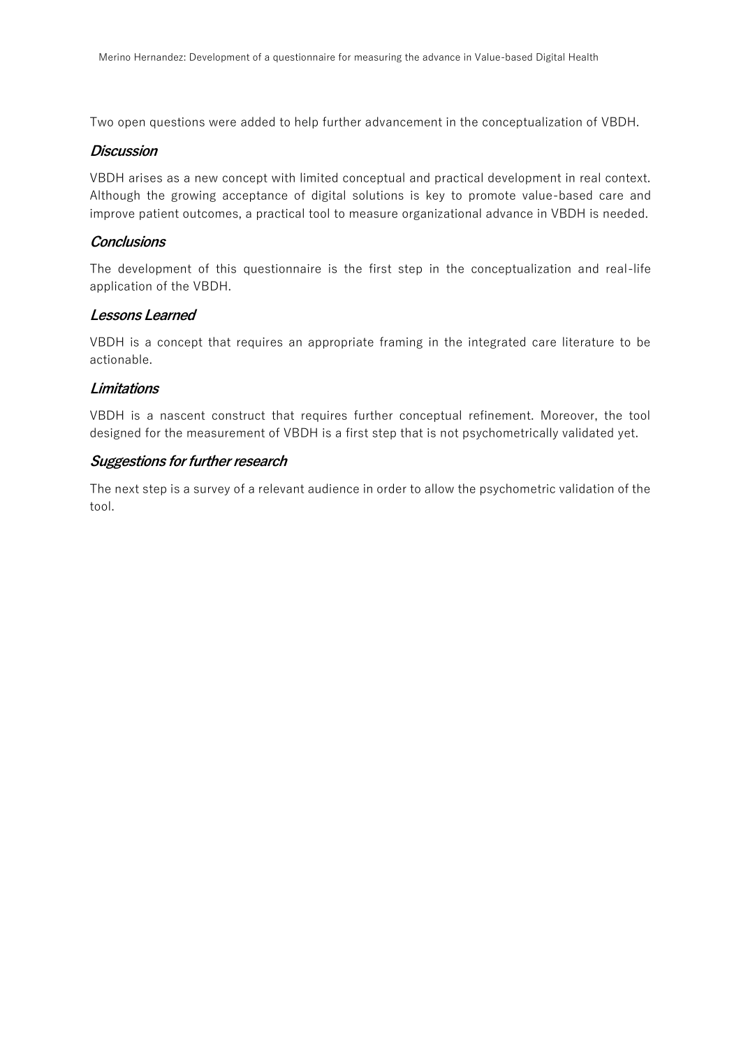Two open questions were added to help further advancement in the conceptualization of VBDH.

### *Discussion*

VBDH arises as a new concept with limited conceptual and practical development in real context. Although the growing acceptance of digital solutions is key to promote value-based care and improve patient outcomes, a practical tool to measure organizational advance in VBDH is needed.

### *Conclusions*

The development of this questionnaire is the first step in the conceptualization and real-life application of the VBDH.

### *Lessons Learned*

VBDH is a concept that requires an appropriate framing in the integrated care literature to be actionable.

### *Limitations*

VBDH is a nascent construct that requires further conceptual refinement. Moreover, the tool designed for the measurement of VBDH is a first step that is not psychometrically validated yet.

### *Suggestions for further research*

The next step is a survey of a relevant audience in order to allow the psychometric validation of the tool.